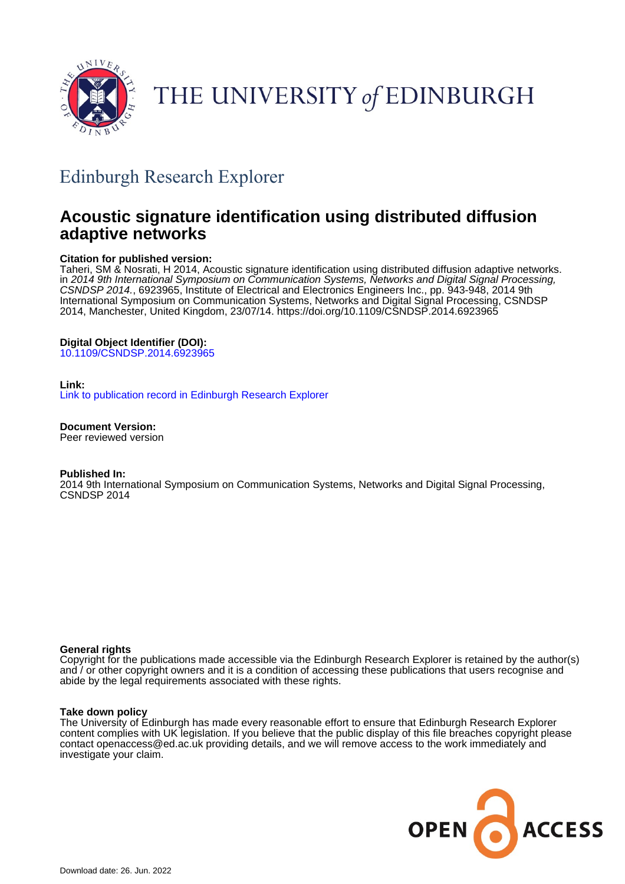THE UNIVERSITY *of* EDINBURGH

## Edinburgh Research Explorer

# Acoustic signature identification using distributed diffusion adaptive networks

**Citation for published version:**
Taheri, SM & Nosrati, H 2014, Acoustic signature identification using distributed diffusion adaptive networks. in *2014 9th International Symposium on Communication Systems, Networks and Digital Signal Processing, CSNDSP 2014.*, 6923965, Institute of Electrical and Electronics Engineers Inc., pp. 943-948, 2014 9th International Symposium on Communication Systems, Networks and Digital Signal Processing, CSNDSP 2014, Manchester, United Kingdom, 23/07/14. https://doi.org/10.1109/CSNDSP.2014.6923965

**Digital Object Identifier (DOI):**
10.1109/CSNDSP.2014.6923965

**Link:**
Link to publication record in Edinburgh Research Explorer

**Document Version:**
Peer reviewed version

**Published In:**
2014 9th International Symposium on Communication Systems, Networks and Digital Signal Processing, CSNDSP 2014

**General rights**
Copyright for the publications made accessible via the Edinburgh Research Explorer is retained by the author(s) and / or other copyright owners and it is a condition of accessing these publications that users recognise and abide by the legal requirements associated with these rights.

**Take down policy**
The University of Edinburgh has made every reasonable effort to ensure that Edinburgh Research Explorer content complies with UK legislation. If you believe that the public display of this file breaches copyright please contact openaccess@ed.ac.uk providing details, and we will remove access to the work immediately and investigate your claim.

Download date: 26. Jun. 2022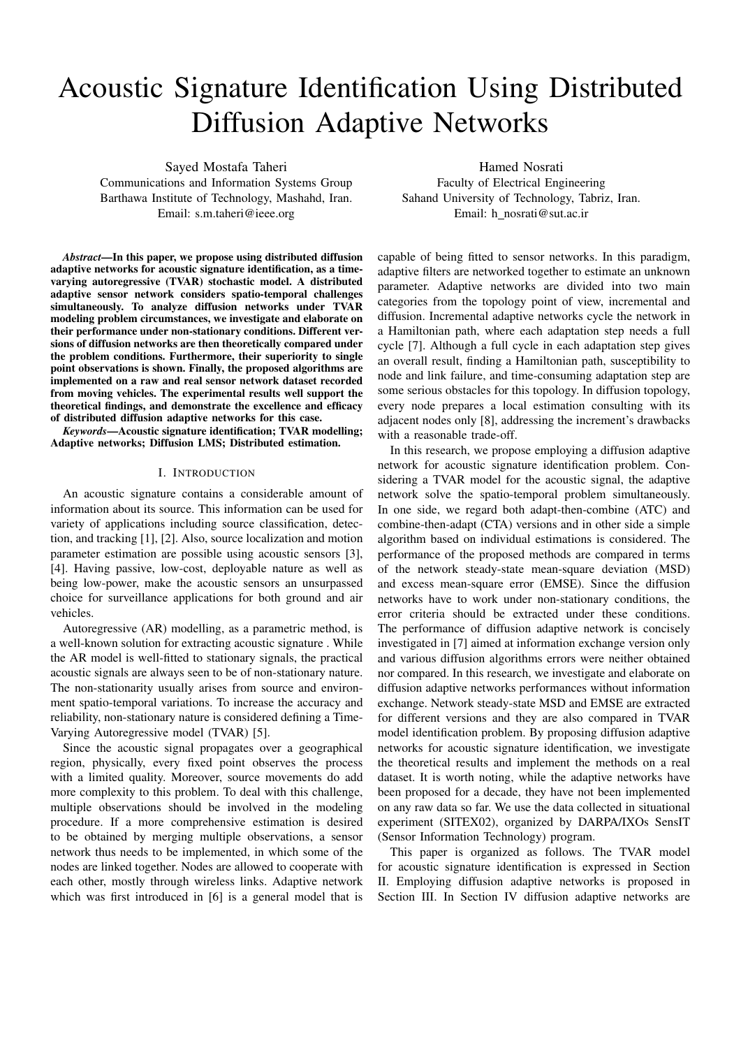# Acoustic Signature Identification Using Distributed Diffusion Adaptive Networks

Sayed Mostafa Taheri
Communications and Information Systems Group
Barthawa Institute of Technology, Mashahd, Iran.
Email: s.m.taheri@ieee.org

Hamed Nosrati
Faculty of Electrical Engineering
Sahand University of Technology, Tabriz, Iran.
Email: h_nosrati@sut.ac.ir

***Abstract*—In this paper, we propose using distributed diffusion adaptive networks for acoustic signature identification, as a time-varying autoregressive (TVAR) stochastic model. A distributed adaptive sensor network considers spatio-temporal challenges simultaneously. To analyze diffusion networks under TVAR modeling problem circumstances, we investigate and elaborate on their performance under non-stationary conditions. Different versions of diffusion networks are then theoretically compared under the problem conditions. Furthermore, their superiority to single point observations is shown. Finally, the proposed algorithms are implemented on a raw and real sensor network dataset recorded from moving vehicles. The experimental results well support the theoretical findings, and demonstrate the excellence and efficacy of distributed diffusion adaptive networks for this case.**

***Keywords*—Acoustic signature identification; TVAR modelling; Adaptive networks; Diffusion LMS; Distributed estimation.**

## I. Introduction

An acoustic signature contains a considerable amount of information about its source. This information can be used for variety of applications including source classification, detection, and tracking [1], [2]. Also, source localization and motion parameter estimation are possible using acoustic sensors [3], [4]. Having passive, low-cost, deployable nature as well as being low-power, make the acoustic sensors an unsurpassed choice for surveillance applications for both ground and air vehicles.

Autoregressive (AR) modelling, as a parametric method, is a well-known solution for extracting acoustic signature . While the AR model is well-fitted to stationary signals, the practical acoustic signals are always seen to be of non-stationary nature. The non-stationarity usually arises from source and environment spatio-temporal variations. To increase the accuracy and reliability, non-stationary nature is considered defining a Time-Varying Autoregressive model (TVAR) [5].

Since the acoustic signal propagates over a geographical region, physically, every fixed point observes the process with a limited quality. Moreover, source movements do add more complexity to this problem. To deal with this challenge, multiple observations should be involved in the modeling procedure. If a more comprehensive estimation is desired to be obtained by merging multiple observations, a sensor network thus needs to be implemented, in which some of the nodes are linked together. Nodes are allowed to cooperate with each other, mostly through wireless links. Adaptive network which was first introduced in [6] is a general model that is capable of being fitted to sensor networks. In this paradigm, adaptive filters are networked together to estimate an unknown parameter. Adaptive networks are divided into two main categories from the topology point of view, incremental and diffusion. Incremental adaptive networks cycle the network in a Hamiltonian path, where each adaptation step needs a full cycle [7]. Although a full cycle in each adaptation step gives an overall result, finding a Hamiltonian path, susceptibility to node and link failure, and time-consuming adaptation step are some serious obstacles for this topology. In diffusion topology, every node prepares a local estimation consulting with its adjacent nodes only [8], addressing the increment's drawbacks with a reasonable trade-off.

In this research, we propose employing a diffusion adaptive network for acoustic signature identification problem. Considering a TVAR model for the acoustic signal, the adaptive network solve the spatio-temporal problem simultaneously. In one side, we regard both adapt-then-combine (ATC) and combine-then-adapt (CTA) versions and in other side a simple algorithm based on individual estimations is considered. The performance of the proposed methods are compared in terms of the network steady-state mean-square deviation (MSD) and excess mean-square error (EMSE). Since the diffusion networks have to work under non-stationary conditions, the error criteria should be extracted under these conditions. The performance of diffusion adaptive network is concisely investigated in [7] aimed at information exchange version only and various diffusion algorithms errors were neither obtained nor compared. In this research, we investigate and elaborate on diffusion adaptive networks performances without information exchange. Network steady-state MSD and EMSE are extracted for different versions and they are also compared in TVAR model identification problem. By proposing diffusion adaptive networks for acoustic signature identification, we investigate the theoretical results and implement the methods on a real dataset. It is worth noting, while the adaptive networks have been proposed for a decade, they have not been implemented on any raw data so far. We use the data collected in situational experiment (SITEX02), organized by DARPA/IXOs SensIT (Sensor Information Technology) program.

This paper is organized as follows. The TVAR model for acoustic signature identification is expressed in Section II. Employing diffusion adaptive networks is proposed in Section III. In Section IV diffusion adaptive networks are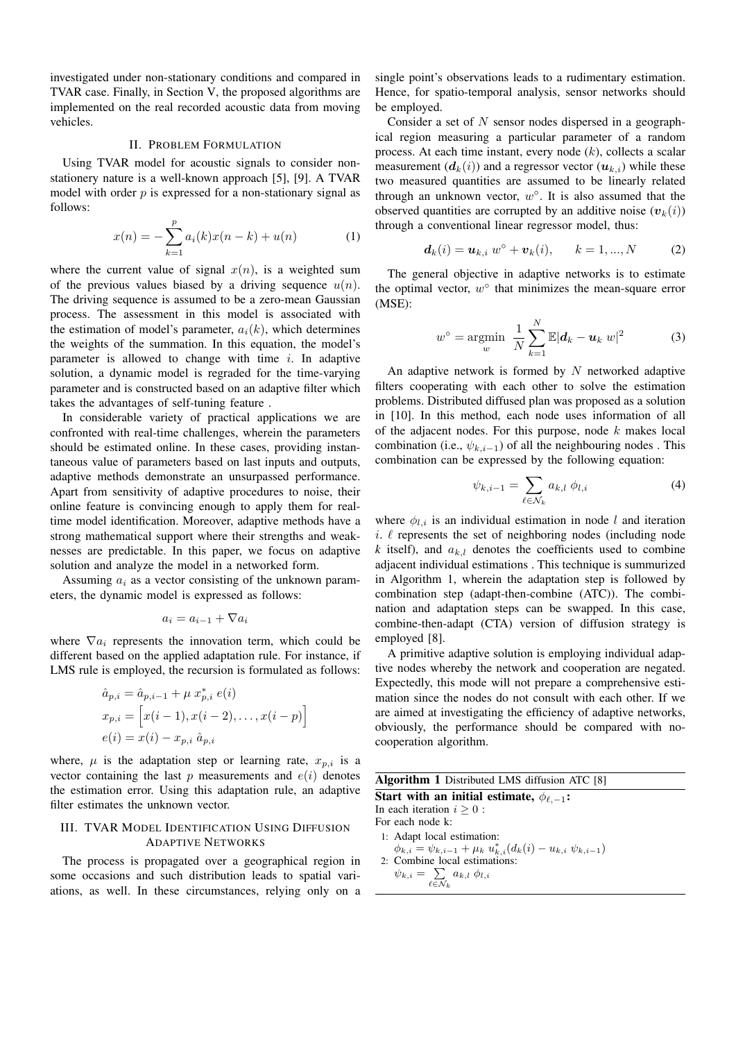investigated under non-stationary conditions and compared in TVAR case. Finally, in Section V, the proposed algorithms are implemented on the real recorded acoustic data from moving vehicles.

## II. Problem Formulation

Using TVAR model for acoustic signals to consider non-stationery nature is a well-known approach [5], [9]. A TVAR model with order $p$ is expressed for a non-stationary signal as follows:

$$x(n) = -\sum_{k=1}^{p} a_i(k)x(n-k) + u(n) \tag{1}$$

where the current value of signal $x(n)$, is a weighted sum of the previous values biased by a driving sequence $u(n)$. The driving sequence is assumed to be a zero-mean Gaussian process. The assessment in this model is associated with the estimation of model's parameter, $a_i(k)$, which determines the weights of the summation. In this equation, the model's parameter is allowed to change with time $i$. In adaptive solution, a dynamic model is regraded for the time-varying parameter and is constructed based on an adaptive filter which takes the advantages of self-tuning feature .

In considerable variety of practical applications we are confronted with real-time challenges, wherein the parameters should be estimated online. In these cases, providing instantaneous value of parameters based on last inputs and outputs, adaptive methods demonstrate an unsurpassed performance. Apart from sensitivity of adaptive procedures to noise, their online feature is convincing enough to apply them for real-time model identification. Moreover, adaptive methods have a strong mathematical support where their strengths and weaknesses are predictable. In this paper, we focus on adaptive solution and analyze the model in a networked form.

Assuming $a_i$ as a vector consisting of the unknown parameters, the dynamic model is expressed as follows:

$$a_i = a_{i-1} + \nabla a_i$$

where $\nabla a_i$ represents the innovation term, which could be different based on the applied adaptation rule. For instance, if LMS rule is employed, the recursion is formulated as follows:

$$\begin{aligned}
\hat{a}_{p,i} &= \hat{a}_{p,i-1} + \mu \; x^*_{p,i} \; e(i) \\
x_{p,i} &= \Big[x(i-1), x(i-2), \ldots, x(i-p)\Big] \\
e(i) &= x(i) - x_{p,i} \; \hat{a}_{p,i}
\end{aligned}$$

where, $\mu$ is the adaptation step or learning rate, $x_{p,i}$ is a vector containing the last $p$ measurements and $e(i)$ denotes the estimation error. Using this adaptation rule, an adaptive filter estimates the unknown vector.

## III. TVAR Model Identification Using Diffusion Adaptive Networks

The process is propagated over a geographical region in some occasions and such distribution leads to spatial variations, as well. In these circumstances, relying only on a single point's observations leads to a rudimentary estimation. Hence, for spatio-temporal analysis, sensor networks should be employed.

Consider a set of $N$ sensor nodes dispersed in a geographical region measuring a particular parameter of a random process. At each time instant, every node $(k)$, collects a scalar measurement $(\boldsymbol{d}_k(i))$ and a regressor vector $(\boldsymbol{u}_{k,i})$ while these two measured quantities are assumed to be linearly related through an unknown vector, $w^\circ$. It is also assumed that the observed quantities are corrupted by an additive noise $(\boldsymbol{v}_k(i))$ through a conventional linear regressor model, thus:

$$\boldsymbol{d}_k(i) = \boldsymbol{u}_{k,i} \; w^\circ + \boldsymbol{v}_k(i), \qquad k = 1, ..., N \tag{2}$$

The general objective in adaptive networks is to estimate the optimal vector, $w^\circ$ that minimizes the mean-square error (MSE):

$$w^\circ = \underset{w}{\operatorname{argmin}} \; \frac{1}{N} \sum_{k=1}^{N} \mathbb{E}|\boldsymbol{d}_k - \boldsymbol{u}_k \; w|^2 \tag{3}$$

An adaptive network is formed by $N$ networked adaptive filters cooperating with each other to solve the estimation problems. Distributed diffused plan was proposed as a solution in [10]. In this method, each node uses information of all of the adjacent nodes. For this purpose, node $k$ makes local combination (i.e., $\psi_{k,i-1}$) of all the neighbouring nodes . This combination can be expressed by the following equation:

$$\psi_{k,i-1} = \sum_{\ell \in \mathcal{N}_k} a_{k,l} \; \phi_{l,i} \tag{4}$$

where $\phi_{l,i}$ is an individual estimation in node $l$ and iteration $i$. $\ell$ represents the set of neighboring nodes (including node $k$ itself), and $a_{k,l}$ denotes the coefficients used to combine adjacent individual estimations . This technique is summurized in Algorithm 1, wherein the adaptation step is followed by combination step (adapt-then-combine (ATC)). The combination and adaptation steps can be swapped. In this case, combine-then-adapt (CTA) version of diffusion strategy is employed [8].

A primitive adaptive solution is employing individual adaptive nodes whereby the network and cooperation are negated. Expectedly, this mode will not prepare a comprehensive estimation since the nodes do not consult with each other. If we are aimed at investigating the efficiency of adaptive networks, obviously, the performance should be compared with no-cooperation algorithm.

**Algorithm 1** Distributed LMS diffusion ATC [8]

**Start with an initial estimate, $\phi_{\ell,-1}$:**
In each iteration $i \geq 0$ :
For each node k:

1: Adapt local estimation:
$\phi_{k,i} = \psi_{k,i-1} + \mu_k \; u^*_{k,i}(d_k(i) - u_{k,i} \; \psi_{k,i-1})$

2: Combine local estimations:
$\psi_{k,i} = \sum_{\ell \in \mathcal{N}_k} a_{k,l} \; \phi_{l,i}$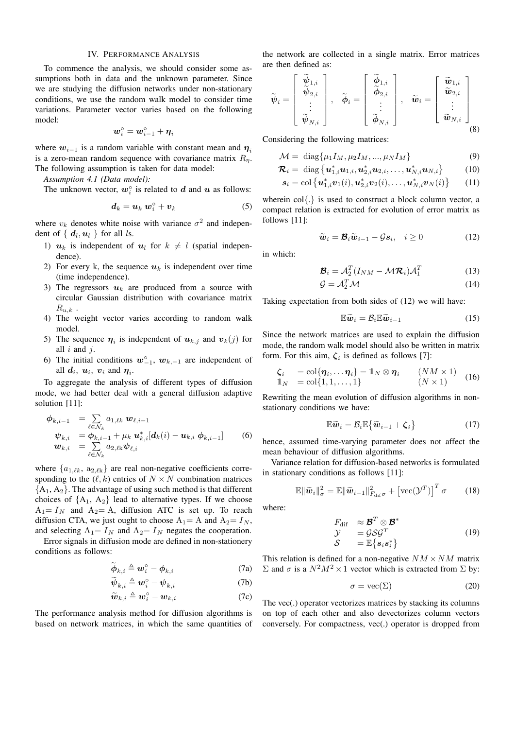## IV. Performance Analysis

To commence the analysis, we should consider some assumptions both in data and the unknown parameter. Since we are studying the diffusion networks under non-stationary conditions, we use the random walk model to consider time variations. Parameter vector varies based on the following model:

$$\boldsymbol{w}_i^\circ = \boldsymbol{w}_{i-1}^\circ + \boldsymbol{\eta}_i$$

where $\boldsymbol{w}_{i-1}$ is a random variable with constant mean and $\boldsymbol{\eta}_i$ is a zero-mean random sequence with covariance matrix $R_\eta$. The following assumption is taken for data model:

*Assumption 4.1 (Data model):*

The unknown vector, $\boldsymbol{w}_i^\circ$ is related to $\boldsymbol{d}$ and $\boldsymbol{u}$ as follows:

$$\boldsymbol{d}_k = \boldsymbol{u}_k \, \boldsymbol{w}_i^\circ + \boldsymbol{v}_k \tag{5}$$

where $v_k$ denotes white noise with variance $\sigma^2$ and independent of $\{ \boldsymbol{d}_l, \boldsymbol{u}_l \}$ for all $l$s.

1) $\boldsymbol{u}_k$ is independent of $\boldsymbol{u}_l$ for $k \neq l$ (spatial independence).
2) For every k, the sequence $\boldsymbol{u}_k$ is independent over time (time independence).
3) The regressors $\boldsymbol{u}_k$ are produced from a source with circular Gaussian distribution with covariance matrix $R_{u,k}$ .
4) The weight vector varies according to random walk model.
5) The sequence $\boldsymbol{\eta}_i$ is independent of $\boldsymbol{u}_{k,j}$ and $\boldsymbol{v}_k(j)$ for all $i$ and $j$.
6) The initial conditions $\boldsymbol{w}_{-1}^\circ$, $\boldsymbol{w}_{k,-1}$ are independent of all $\boldsymbol{d}_i$, $\boldsymbol{u}_i$, $\boldsymbol{v}_i$ and $\boldsymbol{\eta}_i$.

To aggregate the analysis of different types of diffusion mode, we had better deal with a general diffusion adaptive solution [11]:

$$\begin{aligned}
\boldsymbol{\phi}_{k,i-1} &= \sum_{\ell \in \mathcal{N}_k} a_{1,\ell k} \, \boldsymbol{w}_{\ell,i-1} \\
\boldsymbol{\psi}_{k,i} &= \boldsymbol{\phi}_{k,i-1} + \mu_k \, \boldsymbol{u}_{k,i}^* [\boldsymbol{d}_k(i) - \boldsymbol{u}_{k,i} \, \boldsymbol{\phi}_{k,i-1}] \\
\boldsymbol{w}_{k,i} &= \sum_{\ell \in \mathcal{N}_k} a_{2,\ell k} \boldsymbol{\psi}_{\ell,i}
\end{aligned} \tag{6}$$

where $\{a_{1,\ell k}, \, a_{2,\ell k}\}$ are real non-negative coefficients corresponding to the $(\ell, k)$ entries of $N \times N$ combination matrices $\{A_1, A_2\}$. The advantage of using such method is that different choices of $\{A_1, A_2\}$ lead to alternative types. If we choose $A_1 = I_N$ and $A_2 = A$, diffusion ATC is set up. To reach diffusion CTA, we just ought to choose $A_1 = A$ and $A_2 = I_N$, and selecting $A_1 = I_N$ and $A_2 = I_N$ negates the cooperation.

Error signals in diffusion mode are defined in non-stationery conditions as follows:

$$\widetilde{\boldsymbol{\phi}}_{k,i} \triangleq \boldsymbol{w}_i^\circ - \boldsymbol{\phi}_{k,i} \tag{7a}$$

$$\widetilde{\boldsymbol{\psi}}_{k,i} \triangleq \boldsymbol{w}_i^\circ - \boldsymbol{\psi}_{k,i} \tag{7b}$$

$$\widetilde{\boldsymbol{w}}_{k,i} \triangleq \boldsymbol{w}_i^\circ - \boldsymbol{w}_{k,i} \tag{7c}$$

The performance analysis method for diffusion algorithms is based on network matrices, in which the same quantities of the network are collected in a single matrix. Error matrices are then defined as:

$$\widetilde{\boldsymbol{\psi}}_i = \begin{bmatrix} \widetilde{\boldsymbol{\psi}}_{1,i} \\ \widetilde{\boldsymbol{\psi}}_{2,i} \\ \vdots \\ \widetilde{\boldsymbol{\psi}}_{N,i} \end{bmatrix}, \quad \widetilde{\boldsymbol{\phi}}_i = \begin{bmatrix} \widetilde{\boldsymbol{\phi}}_{1,i} \\ \widetilde{\boldsymbol{\phi}}_{2,i} \\ \vdots \\ \widetilde{\boldsymbol{\phi}}_{N,i} \end{bmatrix}, \quad \widetilde{\boldsymbol{w}}_i = \begin{bmatrix} \widetilde{\boldsymbol{w}}_{1,i} \\ \widetilde{\boldsymbol{w}}_{2,i} \\ \vdots \\ \widetilde{\boldsymbol{w}}_{N,i} \end{bmatrix} \tag{8}$$

Considering the following matrices:

$$\mathcal{M} = \operatorname{diag}\{\mu_1 I_M, \mu_2 I_M, ..., \mu_N I_M\} \tag{9}$$

$$\boldsymbol{\mathcal{R}}_i = \operatorname{diag}\{\boldsymbol{u}_{1,i}^* \boldsymbol{u}_{1,i}, \boldsymbol{u}_{2,i}^* \boldsymbol{u}_{2,i}, \ldots, \boldsymbol{u}_{N,i}^* \boldsymbol{u}_{N,i}\} \tag{10}$$

$$\boldsymbol{s}_i = \operatorname{col}\{\boldsymbol{u}_{1,i}^* \boldsymbol{v}_1(i), \boldsymbol{u}_{2,i}^* \boldsymbol{v}_2(i), \ldots, \boldsymbol{u}_{N,i}^* \boldsymbol{v}_N(i)\} \tag{11}$$

wherein col{.} is used to construct a block column vector, a compact relation is extracted for evolution of error matrix as follows [11]:

$$\widetilde{\boldsymbol{w}}_i = \boldsymbol{\mathcal{B}}_i \widetilde{\boldsymbol{w}}_{i-1} - \mathcal{G} \boldsymbol{s}_i, \quad i \geq 0 \tag{12}$$

in which:

$$\boldsymbol{\mathcal{B}}_i = \mathcal{A}_2^T (I_{NM} - \mathcal{M} \boldsymbol{\mathcal{R}}_i) \mathcal{A}_1^T \tag{13}$$

$$\mathcal{G} = \mathcal{A}_2^T \mathcal{M} \tag{14}$$

Taking expectation from both sides of (12) we will have:

$$\mathbb{E} \widetilde{\boldsymbol{w}}_i = \mathcal{B}_i \mathbb{E} \widetilde{\boldsymbol{w}}_{i-1} \tag{15}$$

Since the network matrices are used to explain the diffusion mode, the random walk model should also be written in matrix form. For this aim, $\boldsymbol{\zeta}_i$ is defined as follows [7]:

$$\begin{aligned}
\boldsymbol{\zeta}_i &= \operatorname{col}\{\boldsymbol{\eta}_i, \ldots \boldsymbol{\eta}_i\} = \mathbb{1}_N \otimes \boldsymbol{\eta}_i \qquad (NM \times 1) \\
\mathbb{1}_N &= \operatorname{col}\{1, 1, \ldots, 1\} \qquad (N \times 1)
\end{aligned} \tag{16}$$

Rewriting the mean evolution of diffusion algorithms in non-stationary conditions we have:

$$\mathbb{E} \widetilde{\boldsymbol{w}}_i = \mathcal{B}_i \mathbb{E}\{\widetilde{\boldsymbol{w}}_{i-1} + \boldsymbol{\zeta}_i\} \tag{17}$$

hence, assumed time-varying parameter does not affect the mean behaviour of diffusion algorithms.

Variance relation for diffusion-based networks is formulated in stationary conditions as follows [11]:

$$\mathbb{E} \|\widetilde{\boldsymbol{w}}_i\|_\sigma^2 = \mathbb{E} \|\widetilde{\boldsymbol{w}}_{i-1}\|_{F_{\text{dif}} \sigma}^2 + \left[\operatorname{vec}(\mathcal{Y}^T)\right]^T \sigma \tag{18}$$

where:

$$\begin{aligned}
F_{\text{dif}} &\approx \boldsymbol{\mathcal{B}}^T \otimes \boldsymbol{\mathcal{B}}^* \\
\mathcal{Y} &= \mathcal{G} \mathcal{S} \mathcal{G}^T \\
\mathcal{S} &= \mathbb{E}\{\boldsymbol{s}_i \boldsymbol{s}_i^*\}
\end{aligned} \tag{19}$$

This relation is defined for a non-negative $NM \times NM$ matrix $\Sigma$ and $\sigma$ is a $N^2 M^2 \times 1$ vector which is extracted from $\Sigma$ by:

$$\sigma = \operatorname{vec}(\Sigma) \tag{20}$$

The vec(.) operator vectorizes matrices by stacking its columns on top of each other and also devectorizes column vectors conversely. For compactness, vec(.) operator is dropped from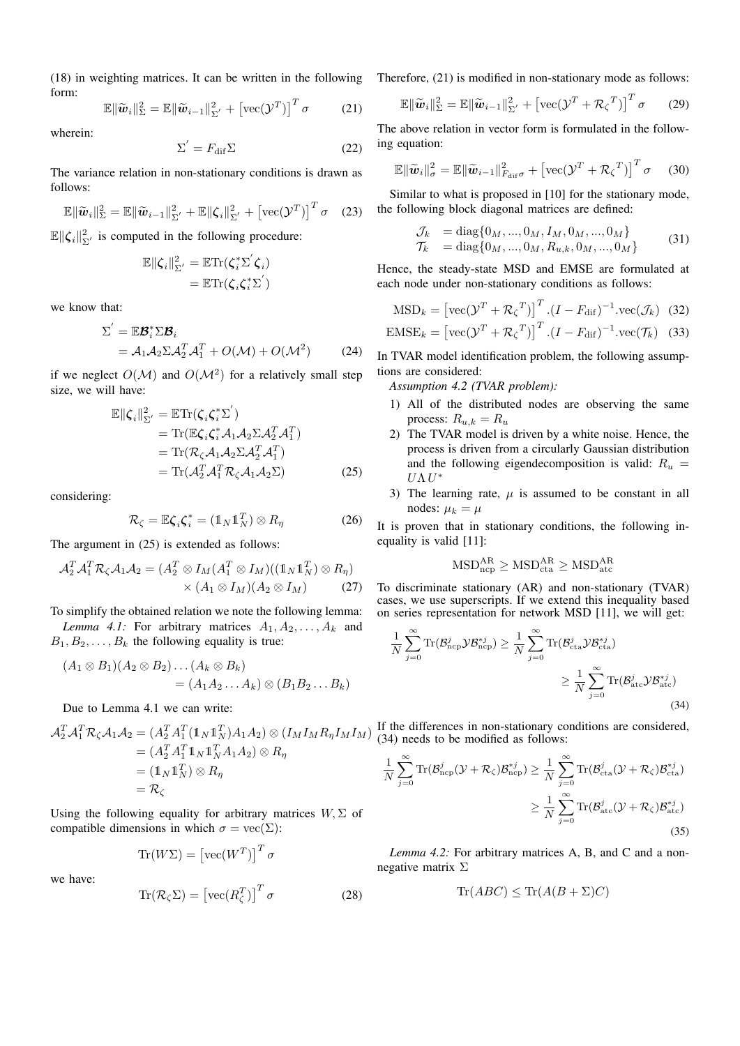(18) in weighting matrices. It can be written in the following form:

$$\mathbb{E}\|\widetilde{\boldsymbol{w}}_i\|^2_{\Sigma} = \mathbb{E}\|\widetilde{\boldsymbol{w}}_{i-1}\|^2_{\Sigma'} + \left[\text{vec}(\mathcal{Y}^T)\right]^T \sigma \tag{21}$$

wherein:

$$\Sigma' = F_{\text{dif}}\Sigma \tag{22}$$

The variance relation in non-stationary conditions is drawn as follows:

$$\mathbb{E}\|\widetilde{\boldsymbol{w}}_i\|^2_{\Sigma} = \mathbb{E}\|\widetilde{\boldsymbol{w}}_{i-1}\|^2_{\Sigma'} + \mathbb{E}\|\boldsymbol{\zeta}_i\|^2_{\Sigma'} + \left[\text{vec}(\mathcal{Y}^T)\right]^T \sigma \tag{23}$$

$\mathbb{E}\|\boldsymbol{\zeta}_i\|^2_{\Sigma'}$ is computed in the following procedure:

$$\begin{aligned}\mathbb{E}\|\boldsymbol{\zeta}_i\|^2_{\Sigma'} &= \mathbb{E}\text{Tr}(\boldsymbol{\zeta}_i^*\Sigma'\boldsymbol{\zeta}_i) \\ &= \mathbb{E}\text{Tr}(\boldsymbol{\zeta}_i\boldsymbol{\zeta}_i^*\Sigma')\end{aligned}$$

we know that:

$$\begin{aligned}\Sigma' &= \mathbb{E}\boldsymbol{\mathcal{B}}_i^*\Sigma\boldsymbol{\mathcal{B}}_i \\ &= \mathcal{A}_1\mathcal{A}_2\Sigma\mathcal{A}_2^T\mathcal{A}_1^T + O(\mathcal{M}) + O(\mathcal{M}^2)\end{aligned} \tag{24}$$

if we neglect $O(\mathcal{M})$ and $O(\mathcal{M}^2)$ for a relatively small step size, we will have:

$$\begin{aligned}\mathbb{E}\|\boldsymbol{\zeta}_i\|^2_{\Sigma'} &= \mathbb{E}\text{Tr}(\boldsymbol{\zeta}_i\boldsymbol{\zeta}_i^*\Sigma') \\ &= \text{Tr}(\mathbb{E}\boldsymbol{\zeta}_i\boldsymbol{\zeta}_i^*\mathcal{A}_1\mathcal{A}_2\Sigma\mathcal{A}_2^T\mathcal{A}_1^T) \\ &= \text{Tr}(\mathcal{R}_\zeta\mathcal{A}_1\mathcal{A}_2\Sigma\mathcal{A}_2^T\mathcal{A}_1^T) \\ &= \text{Tr}(\mathcal{A}_2^T\mathcal{A}_1^T\mathcal{R}_\zeta\mathcal{A}_1\mathcal{A}_2\Sigma)\end{aligned} \tag{25}$$

considering:

$$\mathcal{R}_\zeta = \mathbb{E}\boldsymbol{\zeta}_i\boldsymbol{\zeta}_i^* = (\mathbb{1}_N\mathbb{1}_N^T)\otimes R_\eta \tag{26}$$

The argument in (25) is extended as follows:

$$\begin{aligned}\mathcal{A}_2^T\mathcal{A}_1^T\mathcal{R}_\zeta\mathcal{A}_1\mathcal{A}_2 = (A_2^T\otimes I_M)(A_1^T\otimes I_M)((\mathbb{1}_N\mathbb{1}_N^T)\otimes R_\eta) \\ \times (A_1\otimes I_M)(A_2\otimes I_M)\end{aligned} \tag{27}$$

To simplify the obtained relation we note the following lemma:

*Lemma 4.1:* For arbitrary matrices $A_1, A_2, \ldots, A_k$ and $B_1, B_2, \ldots, B_k$ the following equality is true:

$$\begin{aligned}(A_1\otimes B_1)(A_2\otimes B_2)\ldots(A_k\otimes B_k) \\ = (A_1A_2\ldots A_k)\otimes(B_1B_2\ldots B_k)\end{aligned}$$

Due to Lemma 4.1 we can write:

$$\begin{aligned}\mathcal{A}_2^T\mathcal{A}_1^T\mathcal{R}_\zeta\mathcal{A}_1\mathcal{A}_2 &= (A_2^TA_1^T(\mathbb{1}_N\mathbb{1}_N^T)A_1A_2)\otimes(I_MI_MR_\eta I_MI_M) \\ &= (A_2^TA_1^T\mathbb{1}_N\mathbb{1}_N^TA_1A_2)\otimes R_\eta \\ &= (\mathbb{1}_N\mathbb{1}_N^T)\otimes R_\eta \\ &= \mathcal{R}_\zeta\end{aligned}$$

Using the following equality for arbitrary matrices $W, \Sigma$ of compatible dimensions in which $\sigma = \text{vec}(\Sigma)$:

$$\text{Tr}(W\Sigma) = \left[\text{vec}(W^T)\right]^T\sigma$$

we have:

$$\text{Tr}(\mathcal{R}_\zeta\Sigma) = \left[\text{vec}(R_\zeta^T)\right]^T\sigma \tag{28}$$

Therefore, (21) is modified in non-stationary mode as follows:

$$\mathbb{E}\|\widetilde{\boldsymbol{w}}_i\|^2_{\Sigma} = \mathbb{E}\|\widetilde{\boldsymbol{w}}_{i-1}\|^2_{\Sigma'} + \left[\text{vec}(\mathcal{Y}^T + \mathcal{R}_\zeta{}^T)\right]^T\sigma \tag{29}$$

The above relation in vector form is formulated in the following equation:

$$\mathbb{E}\|\widetilde{\boldsymbol{w}}_i\|^2_{\sigma} = \mathbb{E}\|\widetilde{\boldsymbol{w}}_{i-1}\|^2_{F_{\text{dif}}\sigma} + \left[\text{vec}(\mathcal{Y}^T + \mathcal{R}_\zeta{}^T)\right]^T\sigma \tag{30}$$

Similar to what is proposed in [10] for the stationary mode, the following block diagonal matrices are defined:

$$\begin{aligned}\mathcal{J}_k &= \text{diag}\{0_M, \ldots, 0_M, I_M, 0_M, \ldots, 0_M\} \\ \mathcal{T}_k &= \text{diag}\{0_M, \ldots, 0_M, R_{u,k}, 0_M, \ldots, 0_M\}\end{aligned} \tag{31}$$

Hence, the steady-state MSD and EMSE are formulated at each node under non-stationary conditions as follows:

$$\text{MSD}_k = \left[\text{vec}(\mathcal{Y}^T + \mathcal{R}_\zeta{}^T)\right]^T.(I - F_{\text{dif}})^{-1}.\text{vec}(\mathcal{J}_k) \tag{32}$$

$$\text{EMSE}_k = \left[\text{vec}(\mathcal{Y}^T + \mathcal{R}_\zeta{}^T)\right]^T.(I - F_{\text{dif}})^{-1}.\text{vec}(\mathcal{T}_k) \tag{33}$$

In TVAR model identification problem, the following assumptions are considered:

*Assumption 4.2 (TVAR problem):*

1) All of the distributed nodes are observing the same process: $R_{u,k} = R_u$
2) The TVAR model is driven by a white noise. Hence, the process is driven from a circularly Gaussian distribution and the following eigendecomposition is valid: $R_u = U\Lambda U^*$
3) The learning rate, $\mu$ is assumed to be constant in all nodes: $\mu_k = \mu$

It is proven that in stationary conditions, the following inequality is valid [11]:

$$\text{MSD}^{\text{AR}}_{\text{ncp}} \geq \text{MSD}^{\text{AR}}_{\text{cta}} \geq \text{MSD}^{\text{AR}}_{\text{atc}}$$

To discriminate stationary (AR) and non-stationary (TVAR) cases, we use superscripts. If we extend this inequality based on series representation for network MSD [11], we will get:

$$\begin{aligned}\frac{1}{N}\sum_{j=0}^{\infty}\text{Tr}(\mathcal{B}^j_{\text{ncp}}\mathcal{Y}\mathcal{B}^{*j}_{\text{ncp}}) \geq \frac{1}{N}\sum_{j=0}^{\infty}\text{Tr}(\mathcal{B}^j_{\text{cta}}\mathcal{Y}\mathcal{B}^{*j}_{\text{cta}}) \\ \geq \frac{1}{N}\sum_{j=0}^{\infty}\text{Tr}(\mathcal{B}^j_{\text{atc}}\mathcal{Y}\mathcal{B}^{*j}_{\text{atc}})\end{aligned} \tag{34}$$

If the differences in non-stationary conditions are considered, (34) needs to be modified as follows:

$$\begin{aligned}\frac{1}{N}\sum_{j=0}^{\infty}\text{Tr}(\mathcal{B}^j_{\text{ncp}}(\mathcal{Y}+\mathcal{R}_\zeta)\mathcal{B}^{*j}_{\text{ncp}}) \geq \frac{1}{N}\sum_{j=0}^{\infty}\text{Tr}(\mathcal{B}^j_{\text{cta}}(\mathcal{Y}+\mathcal{R}_\zeta)\mathcal{B}^{*j}_{\text{cta}}) \\ \geq \frac{1}{N}\sum_{j=0}^{\infty}\text{Tr}(\mathcal{B}^j_{\text{atc}}(\mathcal{Y}+\mathcal{R}_\zeta)\mathcal{B}^{*j}_{\text{atc}})\end{aligned} \tag{35}$$

*Lemma 4.2:* For arbitrary matrices A, B, and C and a nonnegative matrix $\Sigma$

$$\text{Tr}(ABC) \leq \text{Tr}(A(B+\Sigma)C)$$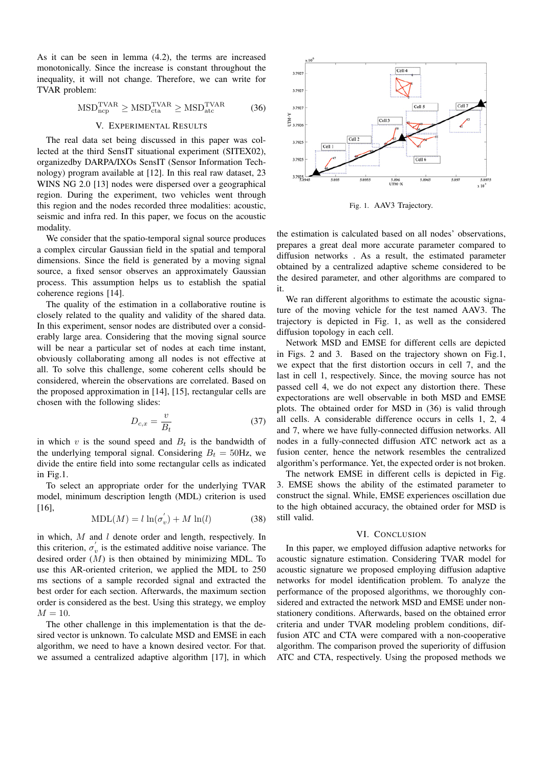As it can be seen in lemma (4.2), the terms are increased monotonically. Since the increase is constant throughout the inequality, it will not change. Therefore, we can write for TVAR problem:

$$\mathrm{MSD}_{\mathrm{ncp}}^{\mathrm{TVAR}} \geq \mathrm{MSD}_{\mathrm{cta}}^{\mathrm{TVAR}} \geq \mathrm{MSD}_{\mathrm{atc}}^{\mathrm{TVAR}} \tag{36}$$

## V. Experimental Results

The real data set being discussed in this paper was collected at the third SensIT situational experiment (SITEX02), organizedby DARPA/IXOs SensIT (Sensor Information Technology) program available at [12]. In this real raw dataset, 23 WINS NG 2.0 [13] nodes were dispersed over a geographical region. During the experiment, two vehicles went through this region and the nodes recorded three modalities: acoustic, seismic and infra red. In this paper, we focus on the acoustic modality.

We consider that the spatio-temporal signal source produces a complex circular Gaussian field in the spatial and temporal dimensions. Since the field is generated by a moving signal source, a fixed sensor observes an approximately Gaussian process. This assumption helps us to establish the spatial coherence regions [14].

The quality of the estimation in a collaborative routine is closely related to the quality and validity of the shared data. In this experiment, sensor nodes are distributed over a considerably large area. Considering that the moving signal source will be near a particular set of nodes at each time instant, obviously collaborating among all nodes is not effective at all. To solve this challenge, some coherent cells should be considered, wherein the observations are correlated. Based on the proposed approximation in [14], [15], rectangular cells are chosen with the following slides:

$$D_{c,x} = \frac{v}{B_t} \tag{37}$$

in which $v$ is the sound speed and $B_t$ is the bandwidth of the underlying temporal signal. Considering $B_t = 50\text{Hz}$, we divide the entire field into some rectangular cells as indicated in Fig.1.

To select an appropriate order for the underlying TVAR model, minimum description length (MDL) criterion is used [16],

$$\mathrm{MDL}(M) = l\ln(\sigma_v^{'}) + M\ln(l) \tag{38}$$

in which, $M$ and $l$ denote order and length, respectively. In this criterion, $\sigma_v^{'}$ is the estimated additive noise variance. The desired order ($M$) is then obtained by minimizing MDL. To use this AR-oriented criterion, we applied the MDL to 250 ms sections of a sample recorded signal and extracted the best order for each section. Afterwards, the maximum section order is considered as the best. Using this strategy, we employ $M = 10$.

The other challenge in this implementation is that the desired vector is unknown. To calculate MSD and EMSE in each algorithm, we need to have a known desired vector. For that. we assumed a centralized adaptive algorithm [17], in which the estimation is calculated based on all nodes' observations, prepares a great deal more accurate parameter compared to diffusion networks . As a result, the estimated parameter obtained by a centralized adaptive scheme considered to be the desired parameter, and other algorithms are compared to it.

Fig. 1. AAV3 Trajectory.

We ran different algorithms to estimate the acoustic signature of the moving vehicle for the test named AAV3. The trajectory is depicted in Fig. 1, as well as the considered diffusion topology in each cell.

Network MSD and EMSE for different cells are depicted in Figs. 2 and 3. Based on the trajectory shown on Fig.1, we expect that the first distortion occurs in cell 7, and the last in cell 1, respectively. Since, the moving source has not passed cell 4, we do not expect any distortion there. These expectorations are well observable in both MSD and EMSE plots. The obtained order for MSD in (36) is valid through all cells. A considerable difference occurs in cells 1, 2, 4 and 7, where we have fully-connected diffusion networks. All nodes in a fully-connected diffusion ATC network act as a fusion center, hence the network resembles the centralized algorithm's performance. Yet, the expected order is not broken.

The network EMSE in different cells is depicted in Fig. 3. EMSE shows the ability of the estimated parameter to construct the signal. While, EMSE experiences oscillation due to the high obtained accuracy, the obtained order for MSD is still valid.

## VI. Conclusion

In this paper, we employed diffusion adaptive networks for acoustic signature estimation. Considering TVAR model for acoustic signature we proposed employing diffusion adaptive networks for model identification problem. To analyze the performance of the proposed algorithms, we thoroughly considered and extracted the network MSD and EMSE under non-stationery conditions. Afterwards, based on the obtained error criteria and under TVAR modeling problem conditions, diffusion ATC and CTA were compared with a non-cooperative algorithm. The comparison proved the superiority of diffusion ATC and CTA, respectively. Using the proposed methods we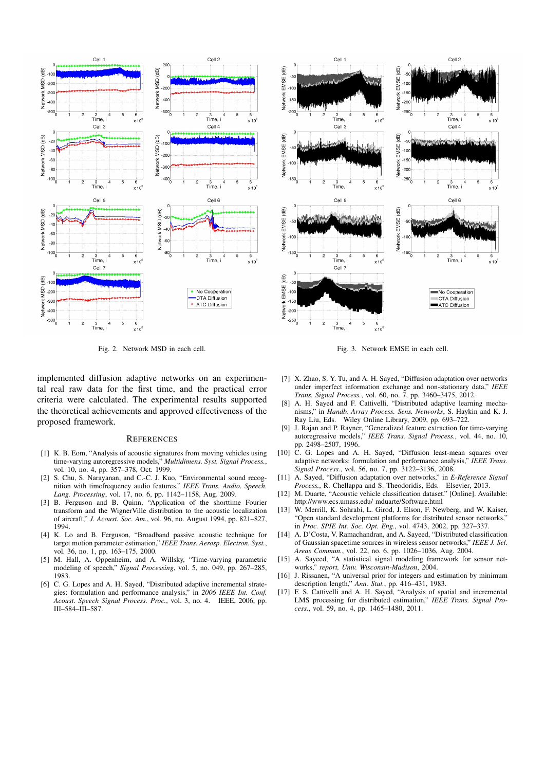Cell 1

Network MSD (dB)

0
-100
-200
-300
-400
-500

0 1 2 3 4 5 6

Time, i

x 10^5

Cell 2

Network MSD (dB)

200
0
-200
-400
-600

0 1 2 3 4 5 6

Time, i

x 10^5

Cell 3

Network MSD (dB)

0
-20
-40
-60
-80
-100

0 1 2 3 4 5 6

Time, i

x 10^5

Cell 4

Network MSD (dB)

0
-100
-200
-300
-400

0 1 2 3 4 5 6

Time, i

x 10^5

Cell 5

Network MSD (dB)

0
-20
-40
-60
-80
-100

0 1 2 3 4 5 6

Time, i

x 10^5

Cell 6

Network MSD (dB)

0
-20
-40
-60
-80

0 1 2 3 4 5 6

Time, i

x 10^5

Cell 7

Network MSD (dB)

0
-100
-200
-300
-400
-500

0 1 2 3 4 5 6

Time, i

x 10^5

No Cooperation
CTA Diffusion
ATC Diffusion

Fig. 2. Network MSD in each cell.

Cell 1

Network EMSE (dB)

0
-50
-100
-150
-200

0 1 2 3 4 5 6

Time, i

x 10^5

Cell 2

Network EMSE (dB)

0
-50
-100
-150
-200
-250

0 1 2 3 4 5 6

Time, i

x 10^5

Cell 3

Network EMSE (dB)

0
-50
-100
-150

0 1 2 3 4 5 6

Time, i

x 10^5

Cell 4

Network EMSE (dB)

0
-50
-100
-150
-200
-250

0 1 2 3 4 5 6

Time, i

x 10^5

Cell 5

Network EMSE (dB)

0
-50
-100
-150

0 1 2 3 4 5 6

Time, i

x 10^5

Cell 6

Network EMSE (dB)

0
-50
-100
-150

0 1 2 3 4 5 6

Time, i

x 10^5

Cell 7

Network EMSE (dB)

0
-50
-100
-150
-200
-250

0 1 2 3 4 5 6

Time, i

x 10^5

No Cooperation
CTA Diffusion
ATC Diffusion

Fig. 3. Network EMSE in each cell.

implemented diffusion adaptive networks on an experimental real raw data for the first time, and the practical error criteria were calculated. The experimental results supported the theoretical achievements and approved effectiveness of the proposed framework.

## References

[1] K. B. Eom, "Analysis of acoustic signatures from moving vehicles using time-varying autoregressive models," *Multidimens. Syst. Signal Process.*, vol. 10, no. 4, pp. 357–378, Oct. 1999.

[2] S. Chu, S. Narayanan, and C.-C. J. Kuo, "Environmental sound recognition with timefrequency audio features," *IEEE Trans. Audio. Speech. Lang. Processing*, vol. 17, no. 6, pp. 1142–1158, Aug. 2009.

[3] B. Ferguson and B. Quinn, "Application of the shorttime Fourier transform and the WignerVille distribution to the acoustic localization of aircraft," *J. Acoust. Soc. Am.*, vol. 96, no. August 1994, pp. 821–827, 1994.

[4] K. Lo and B. Ferguson, "Broadband passive acoustic technique for target motion parameter estimation," *IEEE Trans. Aerosp. Electron. Syst.*, vol. 36, no. 1, pp. 163–175, 2000.

[5] M. Hall, A. Oppenheim, and A. Willsky, "Time-varying parametric modeling of speech," *Signal Processing*, vol. 5, no. 049, pp. 267–285, 1983.

[6] C. G. Lopes and A. H. Sayed, "Distributed adaptive incremental strategies: formulation and performance analysis," in *2006 IEEE Int. Conf. Acoust. Speech Signal Process. Proc.*, vol. 3, no. 4. IEEE, 2006, pp. III–584–III–587.

[7] X. Zhao, S. Y. Tu, and A. H. Sayed, "Diffusion adaptation over networks under imperfect information exchange and non-stationary data," *IEEE Trans. Signal Process.*, vol. 60, no. 7, pp. 3460–3475, 2012.

[8] A. H. Sayed and F. Cattivelli, "Distributed adaptive learning mechanisms," in *Handb. Array Process. Sens. Networks*, S. Haykin and K. J. Ray Liu, Eds. Wiley Online Library, 2009, pp. 693–722.

[9] J. Rajan and P. Rayner, "Generalized feature extraction for time-varying autoregressive models," *IEEE Trans. Signal Process.*, vol. 44, no. 10, pp. 2498–2507, 1996.

[10] C. G. Lopes and A. H. Sayed, "Diffusion least-mean squares over adaptive networks: formulation and performance analysis," *IEEE Trans. Signal Process.*, vol. 56, no. 7, pp. 3122–3136, 2008.

[11] A. Sayed, "Diffusion adaptation over networks," in *E-Reference Signal Process.*, R. Chellappa and S. Theodoridis, Eds. Elsevier, 2013.

[12] M. Duarte, "Acoustic vehicle classification dataset." [Online]. Available: http://www.ecs.umass.edu/ mduarte/Software.html

[13] W. Merrill, K. Sohrabi, L. Girod, J. Elson, F. Newberg, and W. Kaiser, "Open standard development platforms for distributed sensor networks," in *Proc. SPIE Int. Soc. Opt. Eng.*, vol. 4743, 2002, pp. 327–337.

[14] A. D'Costa, V. Ramachandran, and A. Sayeed, "Distributed classification of Gaussian spacetime sources in wireless sensor networks," *IEEE J. Sel. Areas Commun.*, vol. 22, no. 6, pp. 1026–1036, Aug. 2004.

[15] A. Sayeed, "A statistical signal modeling framework for sensor networks," *report, Univ. Wisconsin-Madison*, 2004.

[16] J. Rissanen, "A universal prior for integers and estimation by minimum description length," *Ann. Stat.*, pp. 416–431, 1983.

[17] F. S. Cattivelli and A. H. Sayed, "Analysis of spatial and incremental LMS processing for distributed estimation," *IEEE Trans. Signal Process.*, vol. 59, no. 4, pp. 1465–1480, 2011.